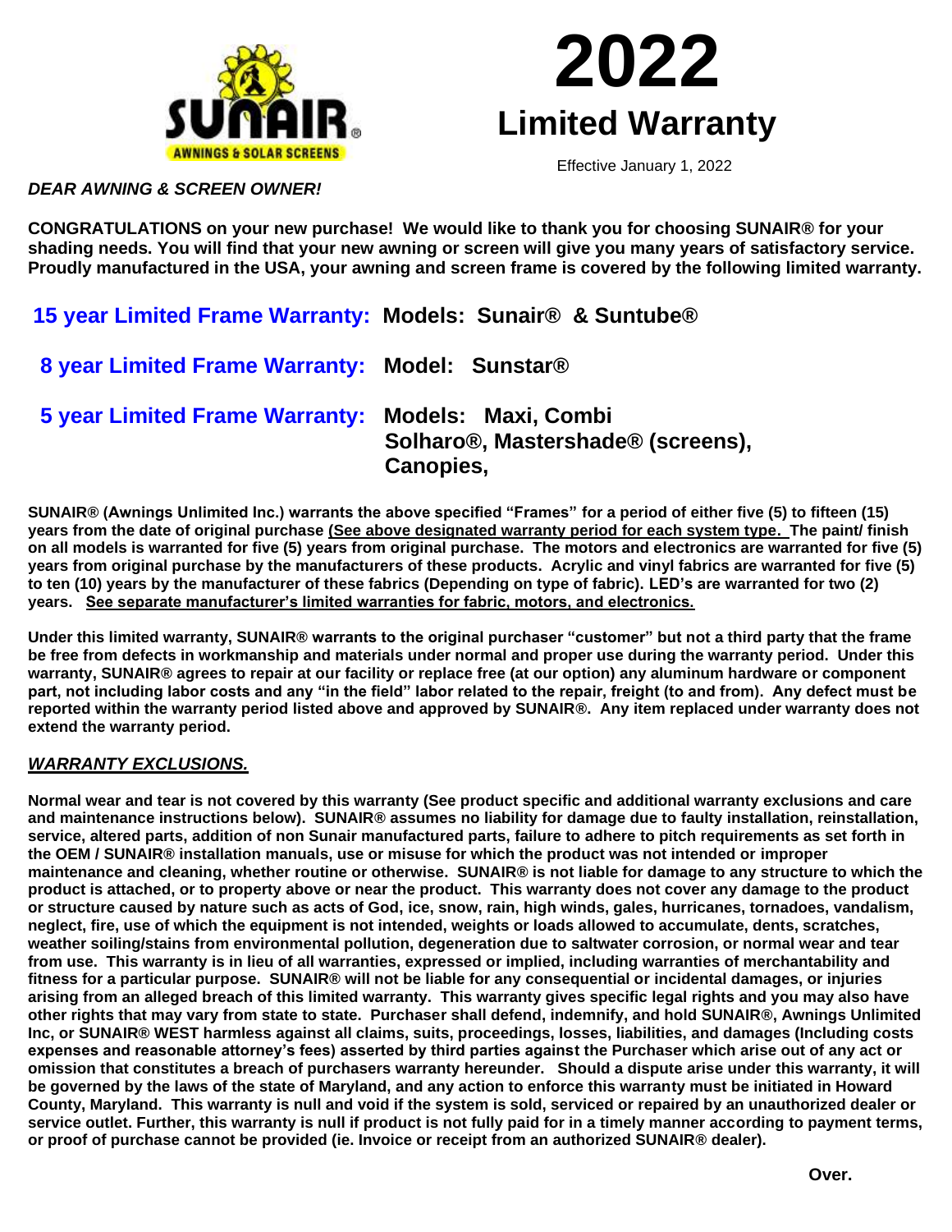SUNAIR® AWNINGS & SOLAR SCREENS

# 2022

# Limited Warranty

Effective January 1, 2022

***DEAR AWNING & SCREEN OWNER!***

**CONGRATULATIONS on your new purchase! We would like to thank you for choosing SUNAIR® for your shading needs. You will find that your new awning or screen will give you many years of satisfactory service. Proudly manufactured in the USA, your awning and screen frame is covered by the following limited warranty.**

**15 year Limited Frame Warranty: Models: Sunair® & Suntube®**

**8 year Limited Frame Warranty: Model: Sunstar®**

**5 year Limited Frame Warranty: Models: Maxi, Combi Solharo®, Mastershade® (screens), Canopies,**

**SUNAIR® (Awnings Unlimited Inc.) warrants the above specified "Frames" for a period of either five (5) to fifteen (15) years from the date of original purchase <u>(See above designated warranty period for each system type.</u> The paint/ finish on all models is warranted for five (5) years from original purchase. The motors and electronics are warranted for five (5) years from original purchase by the manufacturers of these products. Acrylic and vinyl fabrics are warranted for five (5) to ten (10) years by the manufacturer of these fabrics (Depending on type of fabric). LED's are warranted for two (2) years. <u>See separate manufacturer's limited warranties for fabric, motors, and electronics.</u>**

**Under this limited warranty, SUNAIR® warrants to the original purchaser "customer" but not a third party that the frame be free from defects in workmanship and materials under normal and proper use during the warranty period. Under this warranty, SUNAIR® agrees to repair at our facility or replace free (at our option) any aluminum hardware or component part, not including labor costs and any "in the field" labor related to the repair, freight (to and from). Any defect must be reported within the warranty period listed above and approved by SUNAIR®. Any item replaced under warranty does not extend the warranty period.**

## ***<u>WARRANTY EXCLUSIONS.</u>***

**Normal wear and tear is not covered by this warranty (See product specific and additional warranty exclusions and care and maintenance instructions below). SUNAIR® assumes no liability for damage due to faulty installation, reinstallation, service, altered parts, addition of non Sunair manufactured parts, failure to adhere to pitch requirements as set forth in the OEM / SUNAIR® installation manuals, use or misuse for which the product was not intended or improper maintenance and cleaning, whether routine or otherwise. SUNAIR® is not liable for damage to any structure to which the product is attached, or to property above or near the product. This warranty does not cover any damage to the product or structure caused by nature such as acts of God, ice, snow, rain, high winds, gales, hurricanes, tornadoes, vandalism, neglect, fire, use of which the equipment is not intended, weights or loads allowed to accumulate, dents, scratches, weather soiling/stains from environmental pollution, degeneration due to saltwater corrosion, or normal wear and tear from use. This warranty is in lieu of all warranties, expressed or implied, including warranties of merchantability and fitness for a particular purpose. SUNAIR® will not be liable for any consequential or incidental damages, or injuries arising from an alleged breach of this limited warranty. This warranty gives specific legal rights and you may also have other rights that may vary from state to state. Purchaser shall defend, indemnify, and hold SUNAIR®, Awnings Unlimited Inc, or SUNAIR® WEST harmless against all claims, suits, proceedings, losses, liabilities, and damages (Including costs expenses and reasonable attorney's fees) asserted by third parties against the Purchaser which arise out of any act or omission that constitutes a breach of purchasers warranty hereunder. Should a dispute arise under this warranty, it will be governed by the laws of the state of Maryland, and any action to enforce this warranty must be initiated in Howard County, Maryland. This warranty is null and void if the system is sold, serviced or repaired by an unauthorized dealer or service outlet. Further, this warranty is null if product is not fully paid for in a timely manner according to payment terms, or proof of purchase cannot be provided (ie. Invoice or receipt from an authorized SUNAIR® dealer).**

**Over.**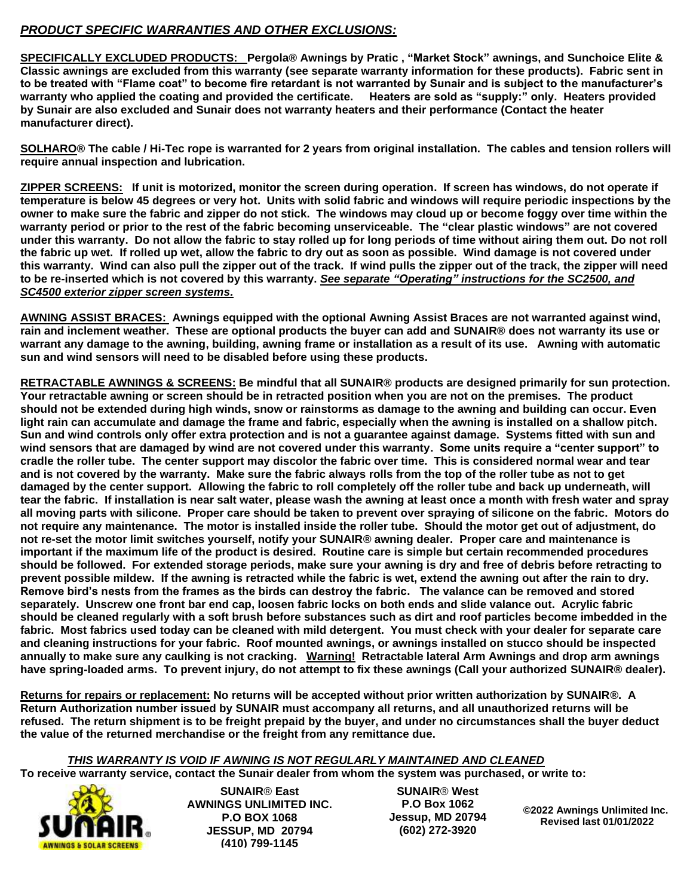## ***PRODUCT SPECIFIC WARRANTIES AND OTHER EXCLUSIONS:***

**<u>SPECIFICALLY EXCLUDED PRODUCTS:</u> Pergola® Awnings by Pratic , "Market Stock" awnings, and Sunchoice Elite & Classic awnings are excluded from this warranty (see separate warranty information for these products). Fabric sent in to be treated with "Flame coat" to become fire retardant is not warranted by Sunair and is subject to the manufacturer's warranty who applied the coating and provided the certificate. Heaters are sold as "supply:" only. Heaters provided by Sunair are also excluded and Sunair does not warranty heaters and their performance (Contact the heater manufacturer direct).**

**<u>SOLHARO®</u> The cable / Hi-Tec rope is warranted for 2 years from original installation. The cables and tension rollers will require annual inspection and lubrication.**

**<u>ZIPPER SCREENS:</u> If unit is motorized, monitor the screen during operation. If screen has windows, do not operate if temperature is below 45 degrees or very hot. Units with solid fabric and windows will require periodic inspections by the owner to make sure the fabric and zipper do not stick. The windows may cloud up or become foggy over time within the warranty period or prior to the rest of the fabric becoming unserviceable. The "clear plastic windows" are not covered under this warranty. Do not allow the fabric to stay rolled up for long periods of time without airing them out. Do not roll the fabric up wet. If rolled up wet, allow the fabric to dry out as soon as possible. Wind damage is not covered under this warranty. Wind can also pull the zipper out of the track. If wind pulls the zipper out of the track, the zipper will need to be re-inserted which is not covered by this warranty. *<u>See separate "Operating" instructions for the SC2500, and SC4500 exterior zipper screen systems.</u>***

**<u>AWNING ASSIST BRACES:</u> Awnings equipped with the optional Awning Assist Braces are not warranted against wind, rain and inclement weather. These are optional products the buyer can add and SUNAIR® does not warranty its use or warrant any damage to the awning, building, awning frame or installation as a result of its use. Awning with automatic sun and wind sensors will need to be disabled before using these products.**

**<u>RETRACTABLE AWNINGS & SCREENS:</u> Be mindful that all SUNAIR® products are designed primarily for sun protection. Your retractable awning or screen should be in retracted position when you are not on the premises. The product should not be extended during high winds, snow or rainstorms as damage to the awning and building can occur. Even light rain can accumulate and damage the frame and fabric, especially when the awning is installed on a shallow pitch. Sun and wind controls only offer extra protection and is not a guarantee against damage. Systems fitted with sun and wind sensors that are damaged by wind are not covered under this warranty. Some units require a "center support" to cradle the roller tube. The center support may discolor the fabric over time. This is considered normal wear and tear and is not covered by the warranty. Make sure the fabric always rolls from the top of the roller tube as not to get damaged by the center support. Allowing the fabric to roll completely off the roller tube and back up underneath, will tear the fabric. If installation is near salt water, please wash the awning at least once a month with fresh water and spray all moving parts with silicone. Proper care should be taken to prevent over spraying of silicone on the fabric. Motors do not require any maintenance. The motor is installed inside the roller tube. Should the motor get out of adjustment, do not re-set the motor limit switches yourself, notify your SUNAIR® awning dealer. Proper care and maintenance is important if the maximum life of the product is desired. Routine care is simple but certain recommended procedures should be followed. For extended storage periods, make sure your awning is dry and free of debris before retracting to prevent possible mildew. If the awning is retracted while the fabric is wet, extend the awning out after the rain to dry. Remove bird's nests from the frames as the birds can destroy the fabric. The valance can be removed and stored separately. Unscrew one front bar end cap, loosen fabric locks on both ends and slide valance out. Acrylic fabric should be cleaned regularly with a soft brush before substances such as dirt and roof particles become imbedded in the fabric. Most fabrics used today can be cleaned with mild detergent. You must check with your dealer for separate care and cleaning instructions for your fabric. Roof mounted awnings, or awnings installed on stucco should be inspected annually to make sure any caulking is not cracking. <u>Warning!</u> Retractable lateral Arm Awnings and drop arm awnings have spring-loaded arms. To prevent injury, do not attempt to fix these awnings (Call your authorized SUNAIR® dealer).**

**<u>Returns for repairs or replacement:</u> No returns will be accepted without prior written authorization by SUNAIR®. A Return Authorization number issued by SUNAIR must accompany all returns, and all unauthorized returns will be refused. The return shipment is to be freight prepaid by the buyer, and under no circumstances shall the buyer deduct the value of the returned merchandise or the freight from any remittance due.**

***<u>THIS WARRANTY IS VOID IF AWNING IS NOT REGULARLY MAINTAINED AND CLEANED</u>***

**To receive warranty service, contact the Sunair dealer from whom the system was purchased, or write to:**

SUNAIR AWNINGS & SOLAR SCREENS

**SUNAIR® East**
**AWNINGS UNLIMITED INC.**
**P.O BOX 1068**
**JESSUP, MD 20794**
**(410) 799-1145**

**SUNAIR® West**
**P.O Box 1062**
**Jessup, MD 20794**
**(602) 272-3920**

**©2022 Awnings Unlimited Inc.**
**Revised last 01/01/2022**